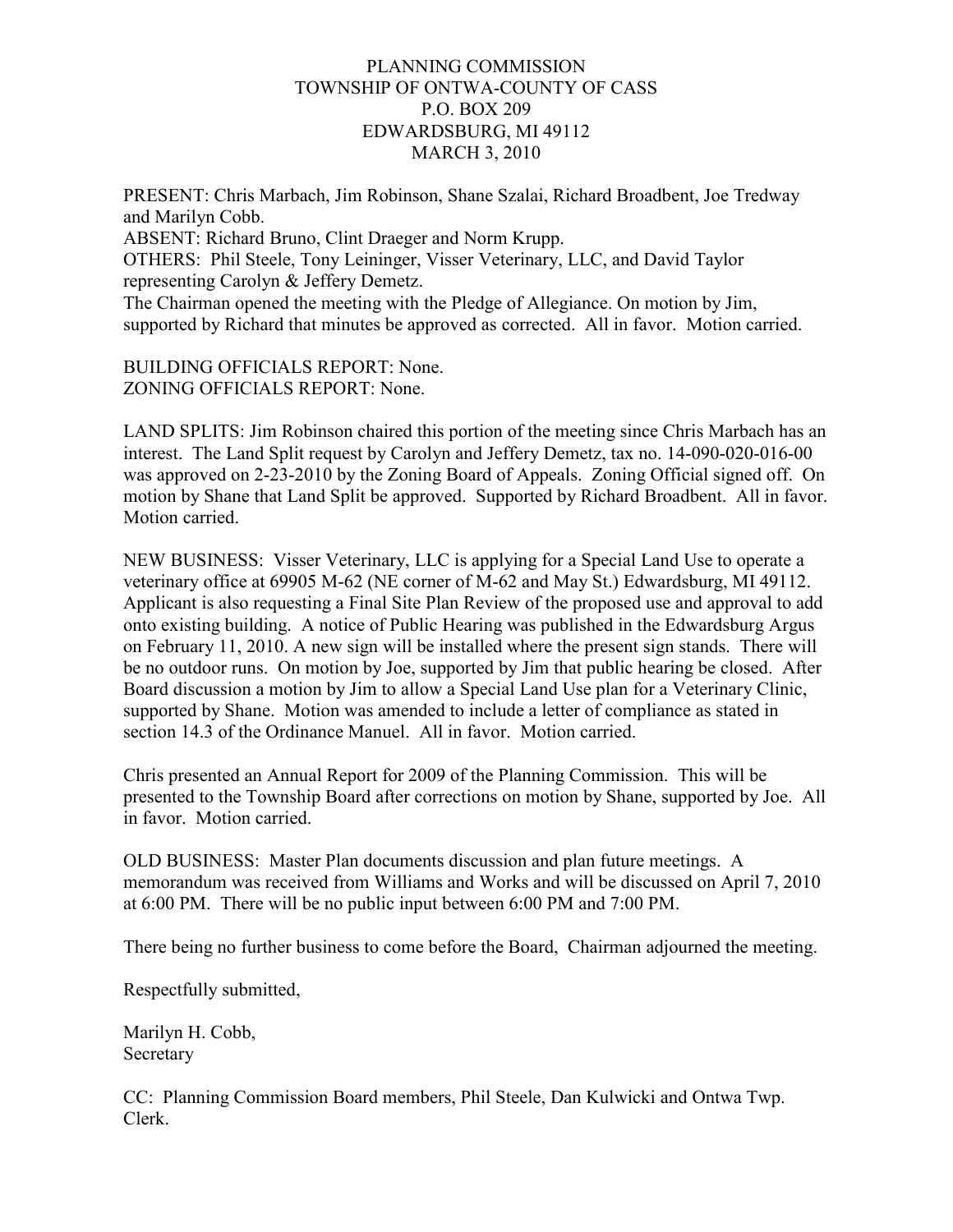PLANNING COMMISSION
TOWNSHIP OF ONTWA-COUNTY OF CASS
P.O. BOX 209
EDWARDSBURG, MI 49112
MARCH 3, 2010

PRESENT: Chris Marbach, Jim Robinson, Shane Szalai, Richard Broadbent, Joe Tredway and Marilyn Cobb.
ABSENT: Richard Bruno, Clint Draeger and Norm Krupp.
OTHERS: Phil Steele, Tony Leininger, Visser Veterinary, LLC, and David Taylor representing Carolyn & Jeffery Demetz.
The Chairman opened the meeting with the Pledge of Allegiance. On motion by Jim, supported by Richard that minutes be approved as corrected. All in favor. Motion carried.

BUILDING OFFICIALS REPORT: None.
ZONING OFFICIALS REPORT: None.

LAND SPLITS: Jim Robinson chaired this portion of the meeting since Chris Marbach has an interest. The Land Split request by Carolyn and Jeffery Demetz, tax no. 14-090-020-016-00 was approved on 2-23-2010 by the Zoning Board of Appeals. Zoning Official signed off. On motion by Shane that Land Split be approved. Supported by Richard Broadbent. All in favor. Motion carried.

NEW BUSINESS: Visser Veterinary, LLC is applying for a Special Land Use to operate a veterinary office at 69905 M-62 (NE corner of M-62 and May St.) Edwardsburg, MI 49112. Applicant is also requesting a Final Site Plan Review of the proposed use and approval to add onto existing building. A notice of Public Hearing was published in the Edwardsburg Argus on February 11, 2010. A new sign will be installed where the present sign stands. There will be no outdoor runs. On motion by Joe, supported by Jim that public hearing be closed. After Board discussion a motion by Jim to allow a Special Land Use plan for a Veterinary Clinic, supported by Shane. Motion was amended to include a letter of compliance as stated in section 14.3 of the Ordinance Manuel. All in favor. Motion carried.

Chris presented an Annual Report for 2009 of the Planning Commission. This will be presented to the Township Board after corrections on motion by Shane, supported by Joe. All in favor. Motion carried.

OLD BUSINESS: Master Plan documents discussion and plan future meetings. A memorandum was received from Williams and Works and will be discussed on April 7, 2010 at 6:00 PM. There will be no public input between 6:00 PM and 7:00 PM.

There being no further business to come before the Board, Chairman adjourned the meeting.

Respectfully submitted,

Marilyn H. Cobb,
Secretary

CC: Planning Commission Board members, Phil Steele, Dan Kulwicki and Ontwa Twp. Clerk.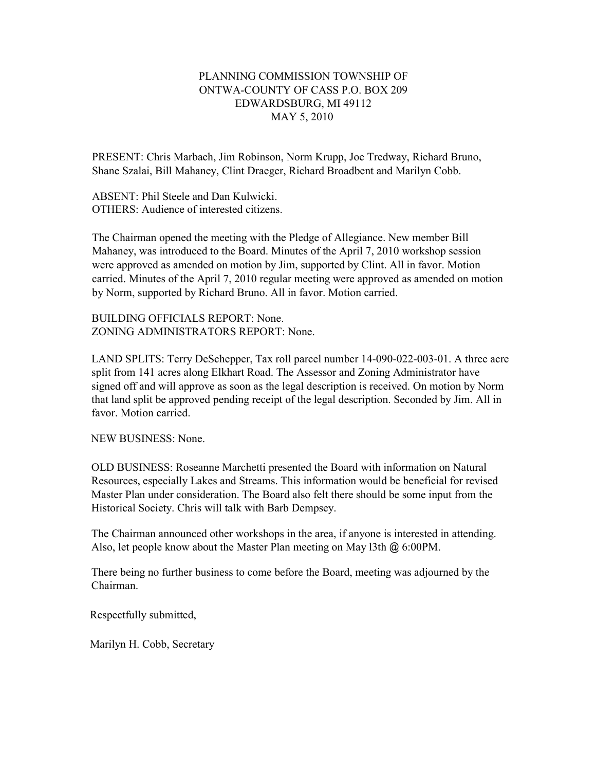PLANNING COMMISSION TOWNSHIP OF
ONTWA-COUNTY OF CASS P.O. BOX 209
EDWARDSBURG, MI 49112
MAY 5, 2010

PRESENT: Chris Marbach, Jim Robinson, Norm Krupp, Joe Tredway, Richard Bruno, Shane Szalai, Bill Mahaney, Clint Draeger, Richard Broadbent and Marilyn Cobb.

ABSENT: Phil Steele and Dan Kulwicki.
OTHERS: Audience of interested citizens.

The Chairman opened the meeting with the Pledge of Allegiance. New member Bill Mahaney, was introduced to the Board. Minutes of the April 7, 2010 workshop session were approved as amended on motion by Jim, supported by Clint. All in favor. Motion carried. Minutes of the April 7, 2010 regular meeting were approved as amended on motion by Norm, supported by Richard Bruno. All in favor. Motion carried.

BUILDING OFFICIALS REPORT: None.
ZONING ADMINISTRATORS REPORT: None.

LAND SPLITS: Terry DeSchepper, Tax roll parcel number 14-090-022-003-01. A three acre split from 141 acres along Elkhart Road. The Assessor and Zoning Administrator have signed off and will approve as soon as the legal description is received. On motion by Norm that land split be approved pending receipt of the legal description. Seconded by Jim. All in favor. Motion carried.

NEW BUSINESS: None.

OLD BUSINESS: Roseanne Marchetti presented the Board with information on Natural Resources, especially Lakes and Streams. This information would be beneficial for revised Master Plan under consideration. The Board also felt there should be some input from the Historical Society. Chris will talk with Barb Dempsey.

The Chairman announced other workshops in the area, if anyone is interested in attending. Also, let people know about the Master Plan meeting on May l3th @ 6:00PM.

There being no further business to come before the Board, meeting was adjourned by the Chairman.

Respectfully submitted,

Marilyn H. Cobb, Secretary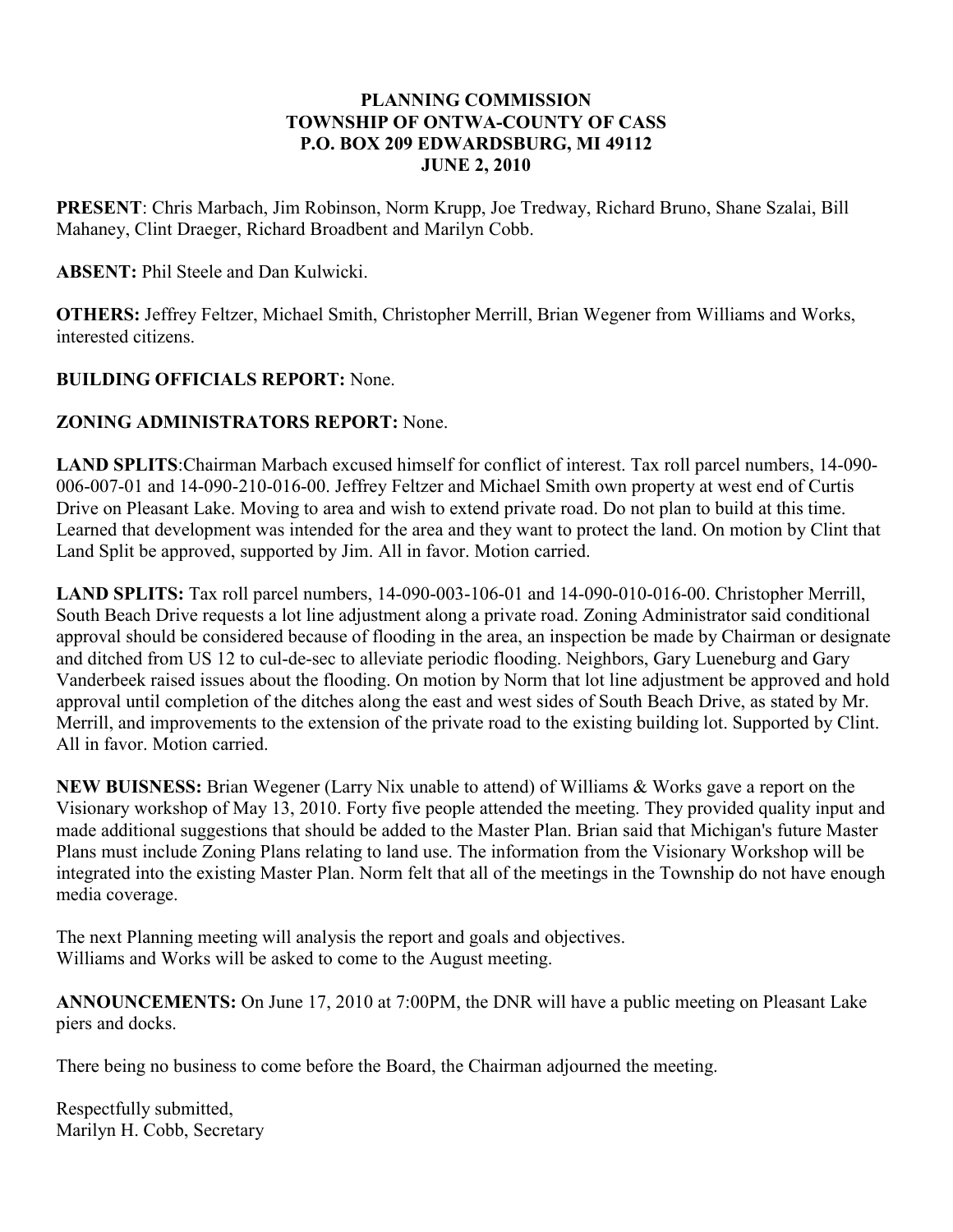**PLANNING COMMISSION**
**TOWNSHIP OF ONTWA-COUNTY OF CASS**
**P.O. BOX 209 EDWARDSBURG, MI 49112**
**JUNE 2, 2010**

**PRESENT**: Chris Marbach, Jim Robinson, Norm Krupp, Joe Tredway, Richard Bruno, Shane Szalai, Bill Mahaney, Clint Draeger, Richard Broadbent and Marilyn Cobb.

**ABSENT:** Phil Steele and Dan Kulwicki.

**OTHERS:** Jeffrey Feltzer, Michael Smith, Christopher Merrill, Brian Wegener from Williams and Works, interested citizens.

**BUILDING OFFICIALS REPORT:** None.

**ZONING ADMINISTRATORS REPORT:** None.

**LAND SPLITS**:Chairman Marbach excused himself for conflict of interest. Tax roll parcel numbers, 14-090-006-007-01 and 14-090-210-016-00. Jeffrey Feltzer and Michael Smith own property at west end of Curtis Drive on Pleasant Lake. Moving to area and wish to extend private road. Do not plan to build at this time. Learned that development was intended for the area and they want to protect the land. On motion by Clint that Land Split be approved, supported by Jim. All in favor. Motion carried.

**LAND SPLITS:** Tax roll parcel numbers, 14-090-003-106-01 and 14-090-010-016-00. Christopher Merrill, South Beach Drive requests a lot line adjustment along a private road. Zoning Administrator said conditional approval should be considered because of flooding in the area, an inspection be made by Chairman or designate and ditched from US 12 to cul-de-sec to alleviate periodic flooding. Neighbors, Gary Lueneburg and Gary Vanderbeek raised issues about the flooding. On motion by Norm that lot line adjustment be approved and hold approval until completion of the ditches along the east and west sides of South Beach Drive, as stated by Mr. Merrill, and improvements to the extension of the private road to the existing building lot. Supported by Clint. All in favor. Motion carried.

**NEW BUISNESS:** Brian Wegener (Larry Nix unable to attend) of Williams & Works gave a report on the Visionary workshop of May 13, 2010. Forty five people attended the meeting. They provided quality input and made additional suggestions that should be added to the Master Plan. Brian said that Michigan's future Master Plans must include Zoning Plans relating to land use. The information from the Visionary Workshop will be integrated into the existing Master Plan. Norm felt that all of the meetings in the Township do not have enough media coverage.

The next Planning meeting will analysis the report and goals and objectives.
Williams and Works will be asked to come to the August meeting.

**ANNOUNCEMENTS:** On June 17, 2010 at 7:00PM, the DNR will have a public meeting on Pleasant Lake piers and docks.

There being no business to come before the Board, the Chairman adjourned the meeting.

Respectfully submitted,
Marilyn H. Cobb, Secretary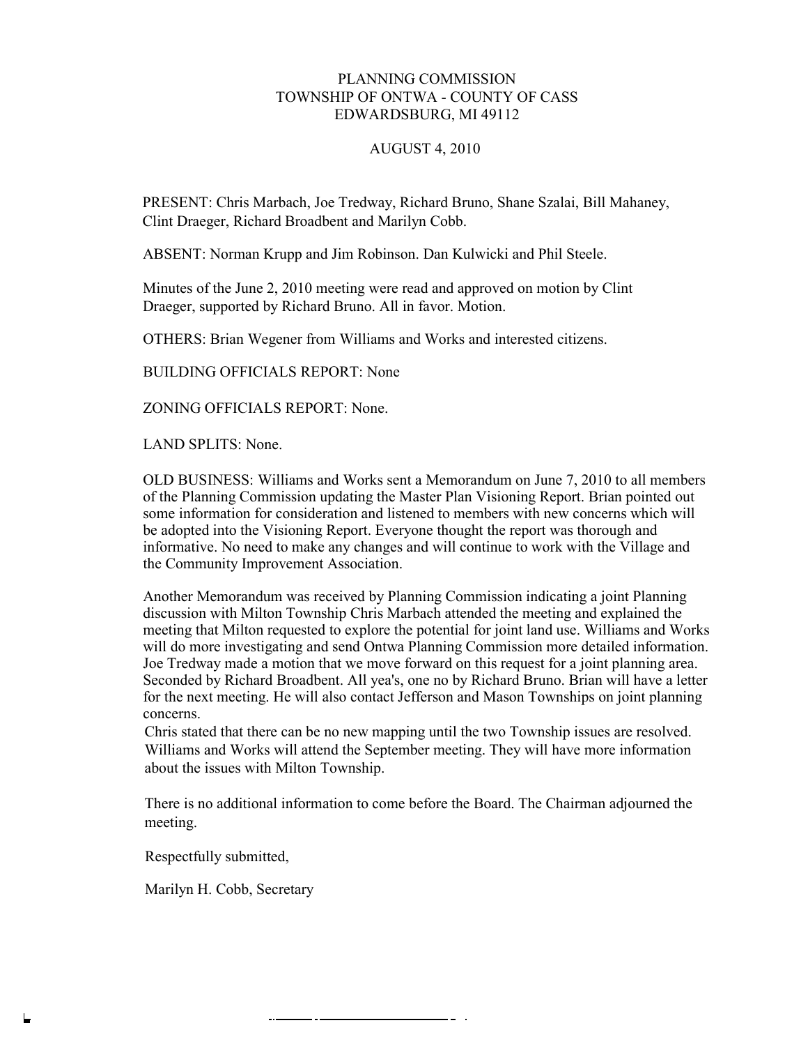PLANNING COMMISSION
TOWNSHIP OF ONTWA - COUNTY OF CASS
EDWARDSBURG, MI 49112

AUGUST 4, 2010

PRESENT: Chris Marbach, Joe Tredway, Richard Bruno, Shane Szalai, Bill Mahaney, Clint Draeger, Richard Broadbent and Marilyn Cobb.

ABSENT: Norman Krupp and Jim Robinson. Dan Kulwicki and Phil Steele.

Minutes of the June 2, 2010 meeting were read and approved on motion by Clint Draeger, supported by Richard Bruno. All in favor. Motion.

OTHERS: Brian Wegener from Williams and Works and interested citizens.

BUILDING OFFICIALS REPORT: None

ZONING OFFICIALS REPORT: None.

LAND SPLITS: None.

OLD BUSINESS: Williams and Works sent a Memorandum on June 7, 2010 to all members of the Planning Commission updating the Master Plan Visioning Report. Brian pointed out some information for consideration and listened to members with new concerns which will be adopted into the Visioning Report. Everyone thought the report was thorough and informative. No need to make any changes and will continue to work with the Village and the Community Improvement Association.

Another Memorandum was received by Planning Commission indicating a joint Planning discussion with Milton Township Chris Marbach attended the meeting and explained the meeting that Milton requested to explore the potential for joint land use. Williams and Works will do more investigating and send Ontwa Planning Commission more detailed information. Joe Tredway made a motion that we move forward on this request for a joint planning area. Seconded by Richard Broadbent. All yea's, one no by Richard Bruno. Brian will have a letter for the next meeting. He will also contact Jefferson and Mason Townships on joint planning concerns.
Chris stated that there can be no new mapping until the two Township issues are resolved. Williams and Works will attend the September meeting. They will have more information about the issues with Milton Township.

There is no additional information to come before the Board. The Chairman adjourned the meeting.

Respectfully submitted,

Marilyn H. Cobb, Secretary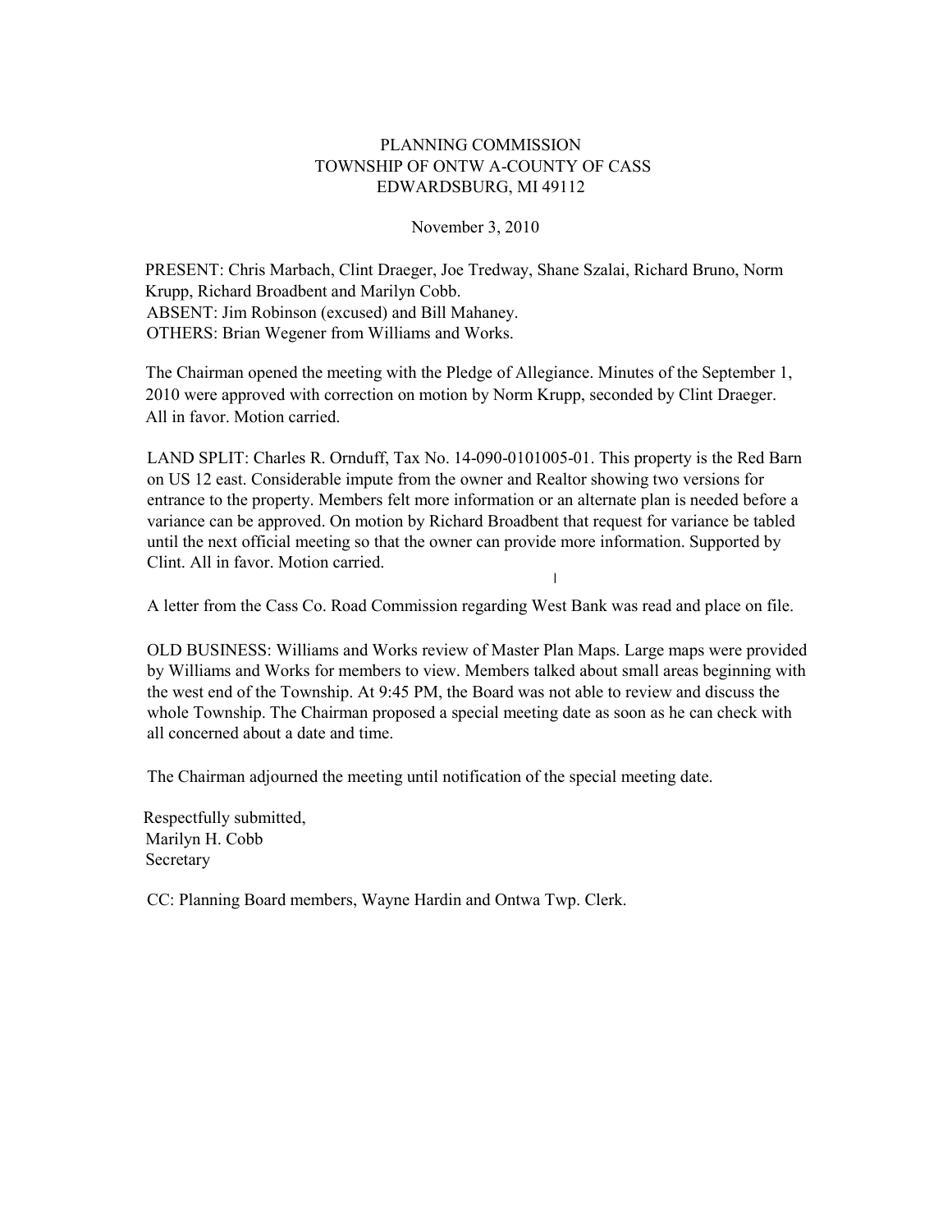PLANNING COMMISSION
TOWNSHIP OF ONTW A-COUNTY OF CASS
EDWARDSBURG, MI 49112

November 3, 2010

PRESENT: Chris Marbach, Clint Draeger, Joe Tredway, Shane Szalai, Richard Bruno, Norm Krupp, Richard Broadbent and Marilyn Cobb.
ABSENT: Jim Robinson (excused) and Bill Mahaney.
OTHERS: Brian Wegener from Williams and Works.

The Chairman opened the meeting with the Pledge of Allegiance. Minutes of the September 1, 2010 were approved with correction on motion by Norm Krupp, seconded by Clint Draeger. All in favor. Motion carried.

LAND SPLIT: Charles R. Ornduff, Tax No. 14-090-0101005-01. This property is the Red Barn on US 12 east. Considerable impute from the owner and Realtor showing two versions for entrance to the property. Members felt more information or an alternate plan is needed before a variance can be approved. On motion by Richard Broadbent that request for variance be tabled until the next official meeting so that the owner can provide more information. Supported by Clint. All in favor. Motion carried.

A letter from the Cass Co. Road Commission regarding West Bank was read and place on file.

OLD BUSINESS: Williams and Works review of Master Plan Maps. Large maps were provided by Williams and Works for members to view. Members talked about small areas beginning with the west end of the Township. At 9:45 PM, the Board was not able to review and discuss the whole Township. The Chairman proposed a special meeting date as soon as he can check with all concerned about a date and time.

The Chairman adjourned the meeting until notification of the special meeting date.

Respectfully submitted,
Marilyn H. Cobb
Secretary

CC: Planning Board members, Wayne Hardin and Ontwa Twp. Clerk.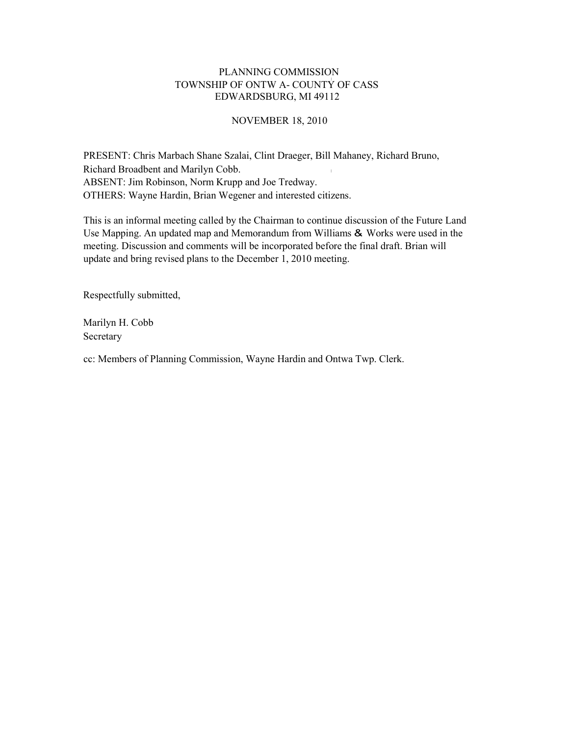PLANNING COMMISSION
TOWNSHIP OF ONTW A- COUNTY OF CASS
EDWARDSBURG, MI 49112

NOVEMBER 18, 2010

PRESENT: Chris Marbach Shane Szalai, Clint Draeger, Bill Mahaney, Richard Bruno, Richard Broadbent and Marilyn Cobb.
ABSENT: Jim Robinson, Norm Krupp and Joe Tredway.
OTHERS: Wayne Hardin, Brian Wegener and interested citizens.

This is an informal meeting called by the Chairman to continue discussion of the Future Land Use Mapping. An updated map and Memorandum from Williams & Works were used in the meeting. Discussion and comments will be incorporated before the final draft. Brian will update and bring revised plans to the December 1, 2010 meeting.

Respectfully submitted,

Marilyn H. Cobb
Secretary

cc: Members of Planning Commission, Wayne Hardin and Ontwa Twp. Clerk.